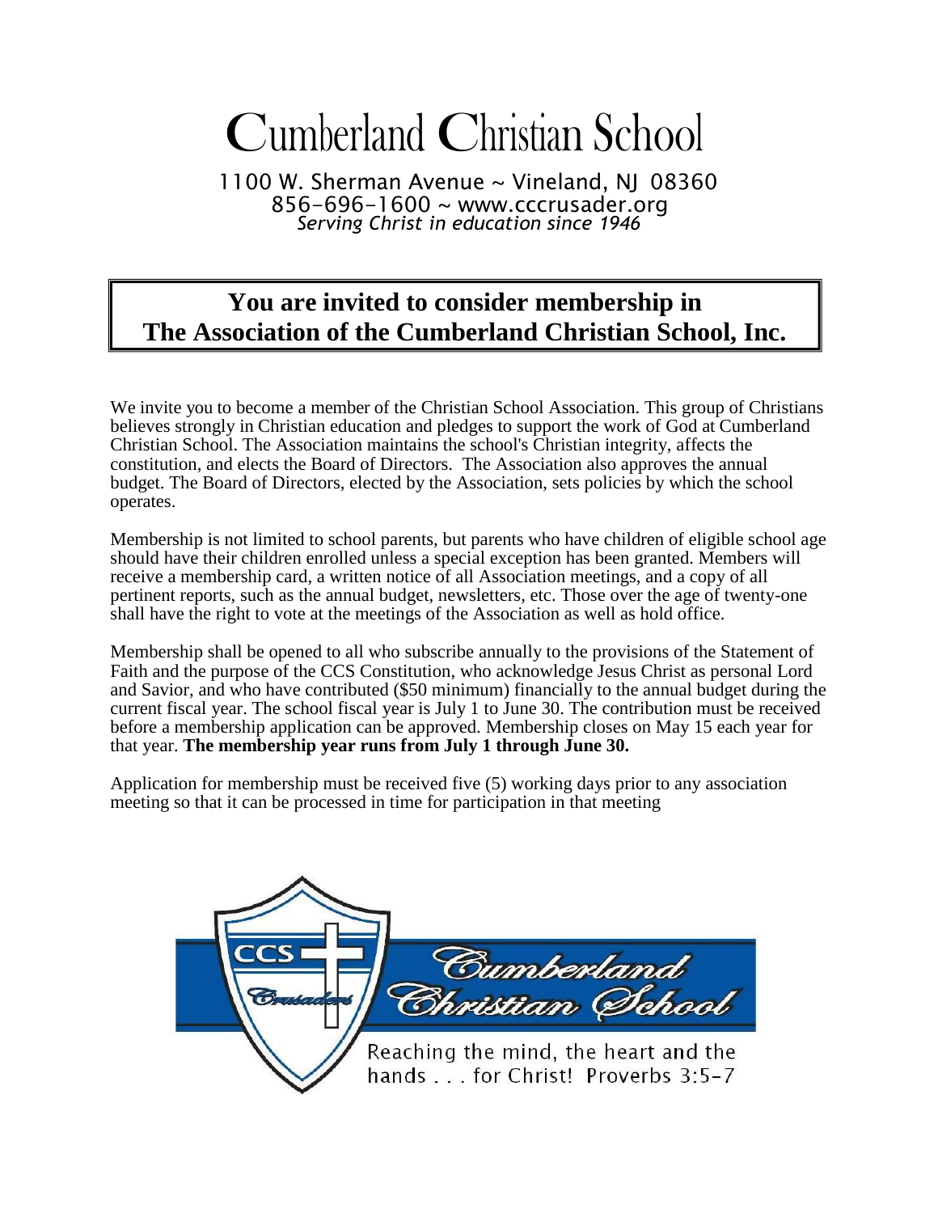# Cumberland Christian School

1100 W. Sherman Avenue ~ Vineland, NJ 08360
856-696-1600 ~ www.cccrusader.org
*Serving Christ in education since 1946*

## You are invited to consider membership in The Association of the Cumberland Christian School, Inc.

We invite you to become a member of the Christian School Association. This group of Christians believes strongly in Christian education and pledges to support the work of God at Cumberland Christian School. The Association maintains the school's Christian integrity, affects the constitution, and elects the Board of Directors. The Association also approves the annual budget. The Board of Directors, elected by the Association, sets policies by which the school operates.

Membership is not limited to school parents, but parents who have children of eligible school age should have their children enrolled unless a special exception has been granted. Members will receive a membership card, a written notice of all Association meetings, and a copy of all pertinent reports, such as the annual budget, newsletters, etc. Those over the age of twenty-one shall have the right to vote at the meetings of the Association as well as hold office.

Membership shall be opened to all who subscribe annually to the provisions of the Statement of Faith and the purpose of the CCS Constitution, who acknowledge Jesus Christ as personal Lord and Savior, and who have contributed ($50 minimum) financially to the annual budget during the current fiscal year. The school fiscal year is July 1 to June 30. The contribution must be received before a membership application can be approved. Membership closes on May 15 each year for that year. **The membership year runs from July 1 through June 30.**

Application for membership must be received five (5) working days prior to any association meeting so that it can be processed in time for participation in that meeting

CCS Crusaders — Cumberland Christian School

Reaching the mind, the heart and the hands . . . for Christ! Proverbs 3:5-7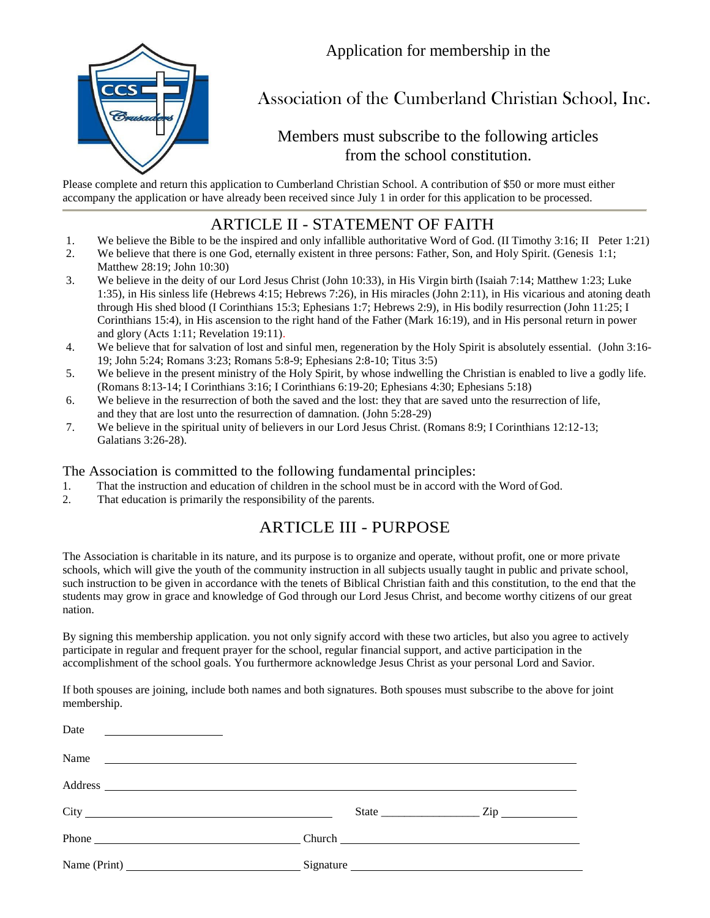Application for membership in the

# Association of the Cumberland Christian School, Inc.

Members must subscribe to the following articles from the school constitution.

Please complete and return this application to Cumberland Christian School. A contribution of $50 or more must either accompany the application or have already been received since July 1 in order for this application to be processed.

## ARTICLE II - STATEMENT OF FAITH

1. We believe the Bible to be the inspired and only infallible authoritative Word of God. (II Timothy 3:16; II Peter 1:21)
2. We believe that there is one God, eternally existent in three persons: Father, Son, and Holy Spirit. (Genesis 1:1; Matthew 28:19; John 10:30)
3. We believe in the deity of our Lord Jesus Christ (John 10:33), in His Virgin birth (Isaiah 7:14; Matthew 1:23; Luke 1:35), in His sinless life (Hebrews 4:15; Hebrews 7:26), in His miracles (John 2:11), in His vicarious and atoning death through His shed blood (I Corinthians 15:3; Ephesians 1:7; Hebrews 2:9), in His bodily resurrection (John 11:25; I Corinthians 15:4), in His ascension to the right hand of the Father (Mark 16:19), and in His personal return in power and glory (Acts 1:11; Revelation 19:11).
4. We believe that for salvation of lost and sinful men, regeneration by the Holy Spirit is absolutely essential. (John 3:16-19; John 5:24; Romans 3:23; Romans 5:8-9; Ephesians 2:8-10; Titus 3:5)
5. We believe in the present ministry of the Holy Spirit, by whose indwelling the Christian is enabled to live a godly life. (Romans 8:13-14; I Corinthians 3:16; I Corinthians 6:19-20; Ephesians 4:30; Ephesians 5:18)
6. We believe in the resurrection of both the saved and the lost: they that are saved unto the resurrection of life, and they that are lost unto the resurrection of damnation. (John 5:28-29)
7. We believe in the spiritual unity of believers in our Lord Jesus Christ. (Romans 8:9; I Corinthians 12:12-13; Galatians 3:26-28).

The Association is committed to the following fundamental principles:

1. That the instruction and education of children in the school must be in accord with the Word of God.
2. That education is primarily the responsibility of the parents.

## ARTICLE III - PURPOSE

The Association is charitable in its nature, and its purpose is to organize and operate, without profit, one or more private schools, which will give the youth of the community instruction in all subjects usually taught in public and private school, such instruction to be given in accordance with the tenets of Biblical Christian faith and this constitution, to the end that the students may grow in grace and knowledge of God through our Lord Jesus Christ, and become worthy citizens of our great nation.

By signing this membership application. you not only signify accord with these two articles, but also you agree to actively participate in regular and frequent prayer for the school, regular financial support, and active participation in the accomplishment of the school goals. You furthermore acknowledge Jesus Christ as your personal Lord and Savior.

If both spouses are joining, include both names and both signatures. Both spouses must subscribe to the above for joint membership.

Date ____________________

Name ____________________________________________________________

Address __________________________________________________________

City ______________________________ State ______________ Zip ___________

Phone ___________________________ Church ______________________________

Name (Print) ______________________ Signature ____________________________